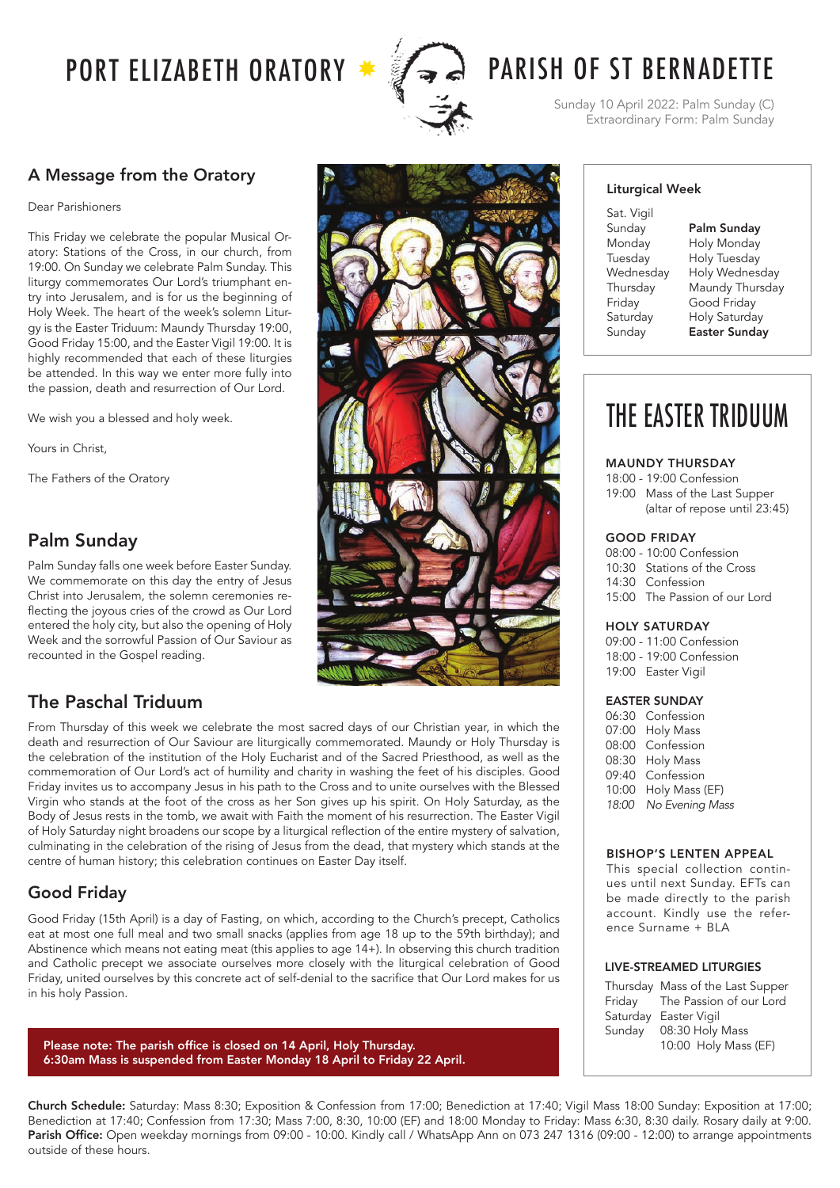# PORT ELIZABETH ORATORY ✸ PARISH OF ST BERNADETTE

Sunday 10 April 2022: Palm Sunday (C)
Extraordinary Form: Palm Sunday

## A Message from the Oratory

Dear Parishioners

This Friday we celebrate the popular Musical Oratory: Stations of the Cross, in our church, from 19:00. On Sunday we celebrate Palm Sunday. This liturgy commemorates Our Lord's triumphant entry into Jerusalem, and is for us the beginning of Holy Week. The heart of the week's solemn Liturgy is the Easter Triduum: Maundy Thursday 19:00, Good Friday 15:00, and the Easter Vigil 19:00. It is highly recommended that each of these liturgies be attended. In this way we enter more fully into the passion, death and resurrection of Our Lord.

We wish you a blessed and holy week.

Yours in Christ,

The Fathers of the Oratory

## Palm Sunday

Palm Sunday falls one week before Easter Sunday. We commemorate on this day the entry of Jesus Christ into Jerusalem, the solemn ceremonies reflecting the joyous cries of the crowd as Our Lord entered the holy city, but also the opening of Holy Week and the sorrowful Passion of Our Saviour as recounted in the Gospel reading.

## The Paschal Triduum

From Thursday of this week we celebrate the most sacred days of our Christian year, in which the death and resurrection of Our Saviour are liturgically commemorated. Maundy or Holy Thursday is the celebration of the institution of the Holy Eucharist and of the Sacred Priesthood, as well as the commemoration of Our Lord's act of humility and charity in washing the feet of his disciples. Good Friday invites us to accompany Jesus in his path to the Cross and to unite ourselves with the Blessed Virgin who stands at the foot of the cross as her Son gives up his spirit. On Holy Saturday, as the Body of Jesus rests in the tomb, we await with Faith the moment of his resurrection. The Easter Vigil of Holy Saturday night broadens our scope by a liturgical reflection of the entire mystery of salvation, culminating in the celebration of the rising of Jesus from the dead, that mystery which stands at the centre of human history; this celebration continues on Easter Day itself.

## Good Friday

Good Friday (15th April) is a day of Fasting, on which, according to the Church's precept, Catholics eat at most one full meal and two small snacks (applies from age 18 up to the 59th birthday); and Abstinence which means not eating meat (this applies to age 14+). In observing this church tradition and Catholic precept we associate ourselves more closely with the liturgical celebration of Good Friday, united ourselves by this concrete act of self-denial to the sacrifice that Our Lord makes for us in his holy Passion.

**Please note: The parish office is closed on 14 April, Holy Thursday.**
**6:30am Mass is suspended from Easter Monday 18 April to Friday 22 April.**

### Liturgical Week

| | |
|---|---|
| Sat. Vigil | |
| Sunday | **Palm Sunday** |
| Monday | Holy Monday |
| Tuesday | Holy Tuesday |
| Wednesday | Holy Wednesday |
| Thursday | Maundy Thursday |
| Friday | Good Friday |
| Saturday | Holy Saturday |
| Sunday | **Easter Sunday** |

# THE EASTER TRIDUUM

### MAUNDY THURSDAY
18:00 - 19:00 Confession
19:00 Mass of the Last Supper (altar of repose until 23:45)

### GOOD FRIDAY
08:00 - 10:00 Confession
10:30 Stations of the Cross
14:30 Confession
15:00 The Passion of our Lord

### HOLY SATURDAY
09:00 - 11:00 Confession
18:00 - 19:00 Confession
19:00 Easter Vigil

### EASTER SUNDAY
06:30 Confession
07:00 Holy Mass
08:00 Confession
08:30 Holy Mass
09:40 Confession
10:00 Holy Mass (EF)
*18:00 No Evening Mass*

### BISHOP'S LENTEN APPEAL
This special collection continues until next Sunday. EFTs can be made directly to the parish account. Kindly use the reference Surname + BLA

### LIVE-STREAMED LITURGIES
Thursday Mass of the Last Supper
Friday The Passion of our Lord
Saturday Easter Vigil
Sunday 08:30 Holy Mass
10:00 Holy Mass (EF)

**Church Schedule:** Saturday: Mass 8:30; Exposition & Confession from 17:00; Benediction at 17:40; Vigil Mass 18:00 Sunday: Exposition at 17:00; Benediction at 17:40; Confession from 17:30; Mass 7:00, 8:30, 10:00 (EF) and 18:00 Monday to Friday: Mass 6:30, 8:30 daily. Rosary daily at 9:00.
**Parish Office:** Open weekday mornings from 09:00 - 10:00. Kindly call / WhatsApp Ann on 073 247 1316 (09:00 - 12:00) to arrange appointments outside of these hours.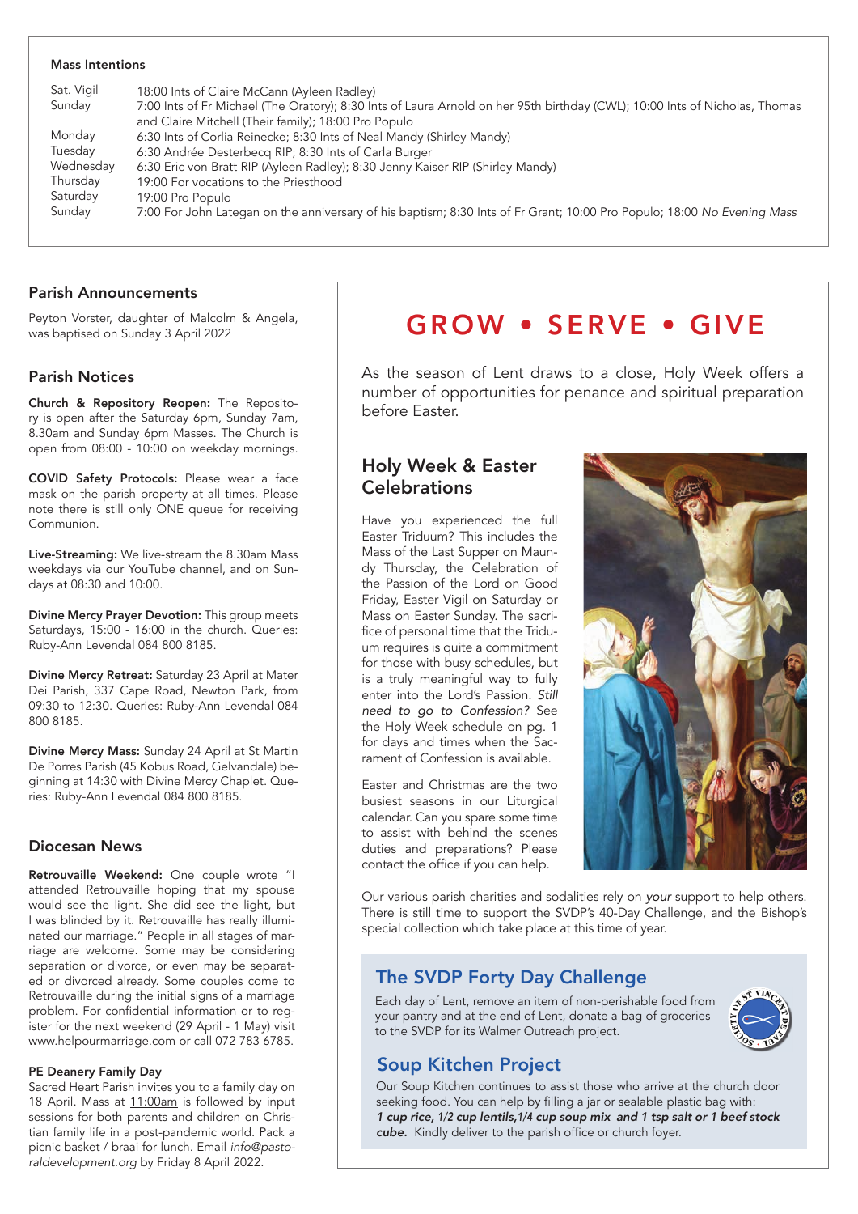### Mass Intentions

| | |
|---|---|
| Sat. Vigil | 18:00 Ints of Claire McCann (Ayleen Radley) |
| Sunday | 7:00 Ints of Fr Michael (The Oratory); 8:30 Ints of Laura Arnold on her 95th birthday (CWL); 10:00 Ints of Nicholas, Thomas and Claire Mitchell (Their family); 18:00 Pro Populo |
| Monday | 6:30 Ints of Corlia Reinecke; 8:30 Ints of Neal Mandy (Shirley Mandy) |
| Tuesday | 6:30 Andrée Desterbecq RIP; 8:30 Ints of Carla Burger |
| Wednesday | 6:30 Eric von Bratt RIP (Ayleen Radley); 8:30 Jenny Kaiser RIP (Shirley Mandy) |
| Thursday | 19:00 For vocations to the Priesthood |
| Saturday | 19:00 Pro Populo |
| Sunday | 7:00 For John Lategan on the anniversary of his baptism; 8:30 Ints of Fr Grant; 10:00 Pro Populo; 18:00 *No Evening Mass* |

## Parish Announcements

Peyton Vorster, daughter of Malcolm & Angela, was baptised on Sunday 3 April 2022

## Parish Notices

**Church & Repository Reopen:** The Repository is open after the Saturday 6pm, Sunday 7am, 8.30am and Sunday 6pm Masses. The Church is open from 08:00 - 10:00 on weekday mornings.

**COVID Safety Protocols:** Please wear a face mask on the parish property at all times. Please note there is still only ONE queue for receiving Communion.

**Live-Streaming:** We live-stream the 8.30am Mass weekdays via our YouTube channel, and on Sundays at 08:30 and 10:00.

**Divine Mercy Prayer Devotion:** This group meets Saturdays, 15:00 - 16:00 in the church. Queries: Ruby-Ann Levendal 084 800 8185.

**Divine Mercy Retreat:** Saturday 23 April at Mater Dei Parish, 337 Cape Road, Newton Park, from 09:30 to 12:30. Queries: Ruby-Ann Levendal 084 800 8185.

**Divine Mercy Mass:** Sunday 24 April at St Martin De Porres Parish (45 Kobus Road, Gelvandale) beginning at 14:30 with Divine Mercy Chaplet. Queries: Ruby-Ann Levendal 084 800 8185.

## Diocesan News

**Retrouvaille Weekend:** One couple wrote "I attended Retrouvaille hoping that my spouse would see the light. She did see the light, but I was blinded by it. Retrouvaille has really illuminated our marriage." People in all stages of marriage are welcome. Some may be considering separation or divorce, or even may be separated or divorced already. Some couples come to Retrouvaille during the initial signs of a marriage problem. For confidential information or to register for the next weekend (29 April - 1 May) visit www.helpourmarriage.com or call 072 783 6785.

**PE Deanery Family Day**

Sacred Heart Parish invites you to a family day on 18 April. Mass at 11:00am is followed by input sessions for both parents and children on Christian family life in a post-pandemic world. Pack a picnic basket / braai for lunch. Email *info@pastoraldevelopment.org* by Friday 8 April 2022.

# GROW • SERVE • GIVE

As the season of Lent draws to a close, Holy Week offers a number of opportunities for penance and spiritual preparation before Easter.

## Holy Week & Easter Celebrations

Have you experienced the full Easter Triduum? This includes the Mass of the Last Supper on Maundy Thursday, the Celebration of the Passion of the Lord on Good Friday, Easter Vigil on Saturday or Mass on Easter Sunday. The sacrifice of personal time that the Triduum requires is quite a commitment for those with busy schedules, but is a truly meaningful way to fully enter into the Lord's Passion. *Still need to go to Confession?* See the Holy Week schedule on pg. 1 for days and times when the Sacrament of Confession is available.

Easter and Christmas are the two busiest seasons in our Liturgical calendar. Can you spare some time to assist with behind the scenes duties and preparations? Please contact the office if you can help.

Our various parish charities and sodalities rely on *your* support to help others. There is still time to support the SVDP's 40-Day Challenge, and the Bishop's special collection which take place at this time of year.

## The SVDP Forty Day Challenge

Each day of Lent, remove an item of non-perishable food from your pantry and at the end of Lent, donate a bag of groceries to the SVDP for its Walmer Outreach project.

## Soup Kitchen Project

Our Soup Kitchen continues to assist those who arrive at the church door seeking food. You can help by filling a jar or sealable plastic bag with: ***1 cup rice, 1/2 cup lentils,1/4 cup soup mix and 1 tsp salt or 1 beef stock cube.*** Kindly deliver to the parish office or church foyer.